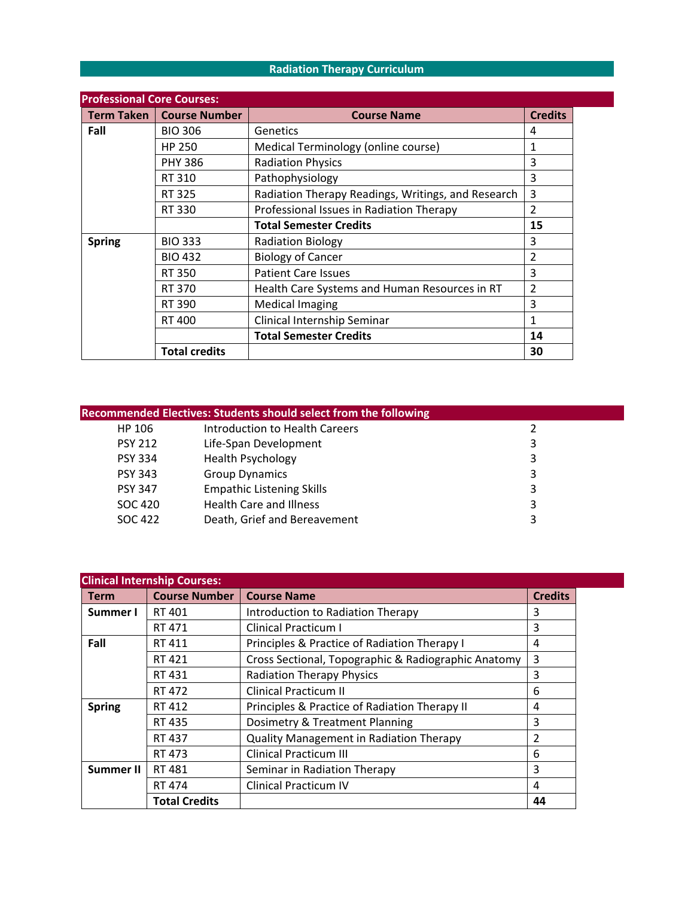# Radiation Therapy Curriculum

## Professional Core Courses:

| Term Taken | Course Number | Course Name | Credits |
|---|---|---|---|
| **Fall** | BIO 306 | Genetics | 4 |
| | HP 250 | Medical Terminology (online course) | 1 |
| | PHY 386 | Radiation Physics | 3 |
| | RT 310 | Pathophysiology | 3 |
| | RT 325 | Radiation Therapy Readings, Writings, and Research | 3 |
| | RT 330 | Professional Issues in Radiation Therapy | 2 |
| | | **Total Semester Credits** | **15** |
| **Spring** | BIO 333 | Radiation Biology | 3 |
| | BIO 432 | Biology of Cancer | 2 |
| | RT 350 | Patient Care Issues | 3 |
| | RT 370 | Health Care Systems and Human Resources in RT | 2 |
| | RT 390 | Medical Imaging | 3 |
| | RT 400 | Clinical Internship Seminar | 1 |
| | | **Total Semester Credits** | **14** |
| | **Total credits** | | **30** |

## Recommended Electives: Students should select from the following

| Course Number | Course Name | Credits |
|---|---|---|
| HP 106 | Introduction to Health Careers | 2 |
| PSY 212 | Life-Span Development | 3 |
| PSY 334 | Health Psychology | 3 |
| PSY 343 | Group Dynamics | 3 |
| PSY 347 | Empathic Listening Skills | 3 |
| SOC 420 | Health Care and Illness | 3 |
| SOC 422 | Death, Grief and Bereavement | 3 |

## Clinical Internship Courses:

| Term | Course Number | Course Name | Credits |
|---|---|---|---|
| **Summer I** | RT 401 | Introduction to Radiation Therapy | 3 |
| | RT 471 | Clinical Practicum I | 3 |
| **Fall** | RT 411 | Principles & Practice of Radiation Therapy I | 4 |
| | RT 421 | Cross Sectional, Topographic & Radiographic Anatomy | 3 |
| | RT 431 | Radiation Therapy Physics | 3 |
| | RT 472 | Clinical Practicum II | 6 |
| **Spring** | RT 412 | Principles & Practice of Radiation Therapy II | 4 |
| | RT 435 | Dosimetry & Treatment Planning | 3 |
| | RT 437 | Quality Management in Radiation Therapy | 2 |
| | RT 473 | Clinical Practicum III | 6 |
| **Summer II** | RT 481 | Seminar in Radiation Therapy | 3 |
| | RT 474 | Clinical Practicum IV | 4 |
| | **Total Credits** | | **44** |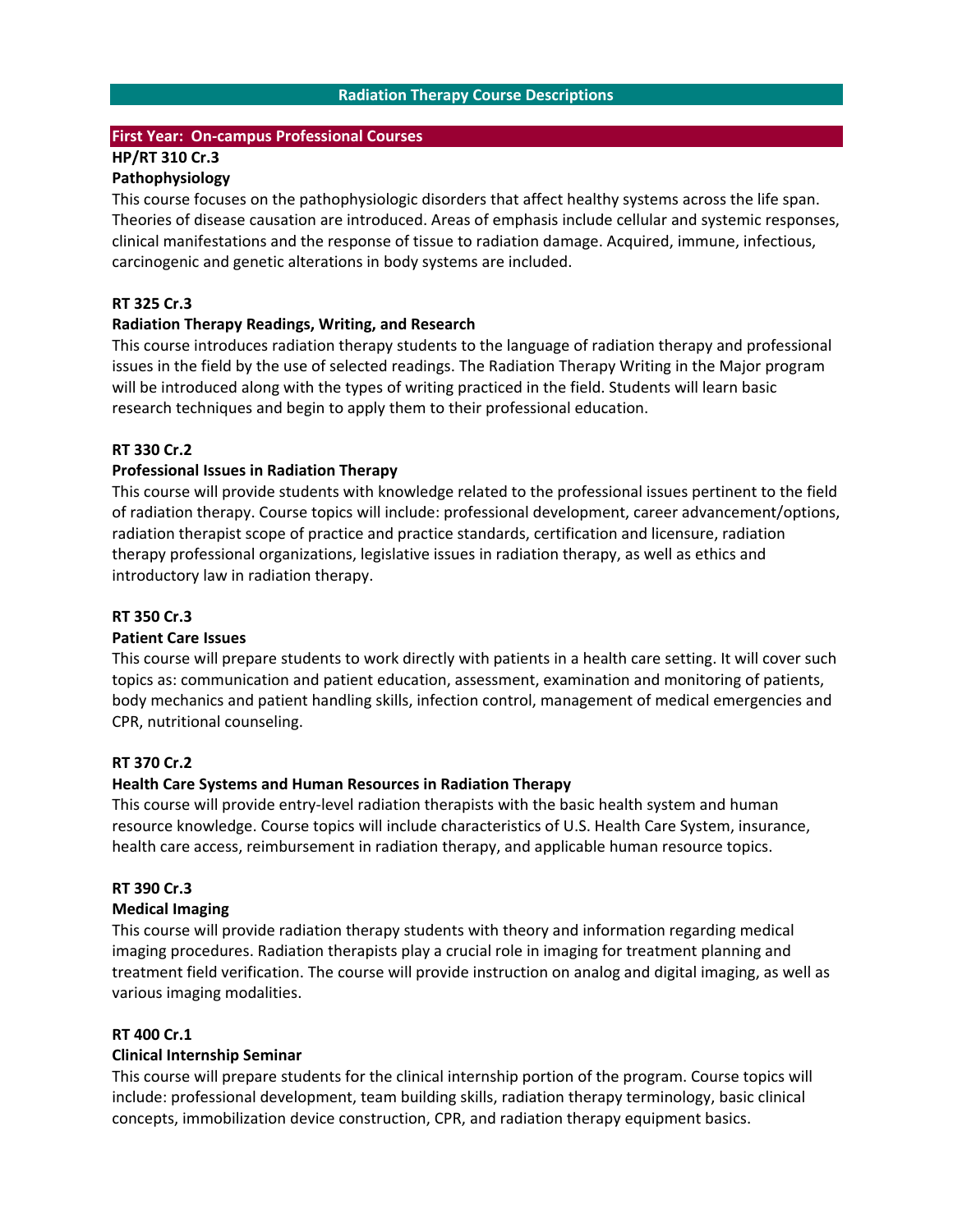# Radiation Therapy Course Descriptions

## First Year: On-campus Professional Courses

**HP/RT 310 Cr.3**

**Pathophysiology**

This course focuses on the pathophysiologic disorders that affect healthy systems across the life span. Theories of disease causation are introduced. Areas of emphasis include cellular and systemic responses, clinical manifestations and the response of tissue to radiation damage. Acquired, immune, infectious, carcinogenic and genetic alterations in body systems are included.

**RT 325 Cr.3**

**Radiation Therapy Readings, Writing, and Research**

This course introduces radiation therapy students to the language of radiation therapy and professional issues in the field by the use of selected readings. The Radiation Therapy Writing in the Major program will be introduced along with the types of writing practiced in the field. Students will learn basic research techniques and begin to apply them to their professional education.

**RT 330 Cr.2**

**Professional Issues in Radiation Therapy**

This course will provide students with knowledge related to the professional issues pertinent to the field of radiation therapy. Course topics will include: professional development, career advancement/options, radiation therapist scope of practice and practice standards, certification and licensure, radiation therapy professional organizations, legislative issues in radiation therapy, as well as ethics and introductory law in radiation therapy.

**RT 350 Cr.3**

**Patient Care Issues**

This course will prepare students to work directly with patients in a health care setting. It will cover such topics as: communication and patient education, assessment, examination and monitoring of patients, body mechanics and patient handling skills, infection control, management of medical emergencies and CPR, nutritional counseling.

**RT 370 Cr.2**

**Health Care Systems and Human Resources in Radiation Therapy**

This course will provide entry-level radiation therapists with the basic health system and human resource knowledge. Course topics will include characteristics of U.S. Health Care System, insurance, health care access, reimbursement in radiation therapy, and applicable human resource topics.

**RT 390 Cr.3**

**Medical Imaging**

This course will provide radiation therapy students with theory and information regarding medical imaging procedures. Radiation therapists play a crucial role in imaging for treatment planning and treatment field verification. The course will provide instruction on analog and digital imaging, as well as various imaging modalities.

**RT 400 Cr.1**

**Clinical Internship Seminar**

This course will prepare students for the clinical internship portion of the program. Course topics will include: professional development, team building skills, radiation therapy terminology, basic clinical concepts, immobilization device construction, CPR, and radiation therapy equipment basics.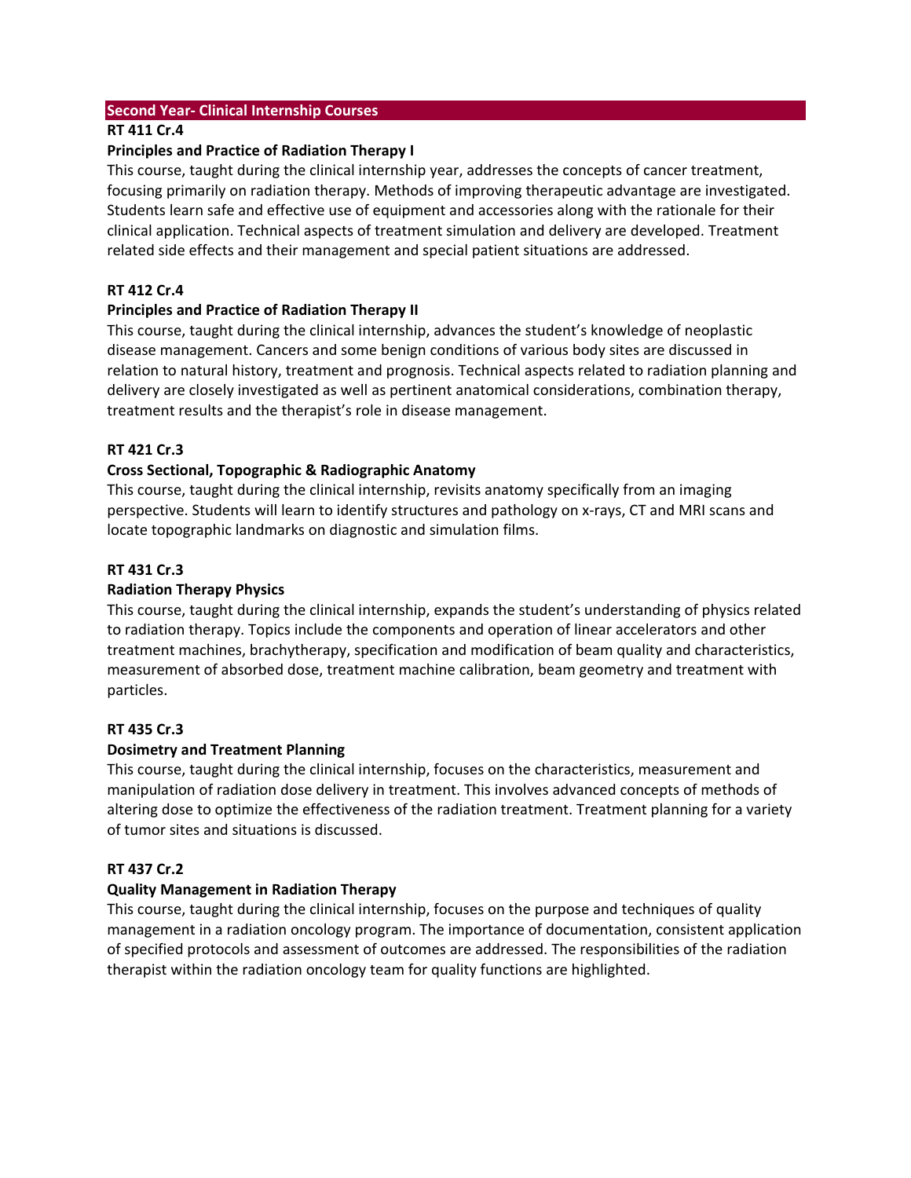## Second Year- Clinical Internship Courses

**RT 411 Cr.4**

**Principles and Practice of Radiation Therapy I**

This course, taught during the clinical internship year, addresses the concepts of cancer treatment, focusing primarily on radiation therapy. Methods of improving therapeutic advantage are investigated. Students learn safe and effective use of equipment and accessories along with the rationale for their clinical application. Technical aspects of treatment simulation and delivery are developed. Treatment related side effects and their management and special patient situations are addressed.

**RT 412 Cr.4**

**Principles and Practice of Radiation Therapy II**

This course, taught during the clinical internship, advances the student's knowledge of neoplastic disease management. Cancers and some benign conditions of various body sites are discussed in relation to natural history, treatment and prognosis. Technical aspects related to radiation planning and delivery are closely investigated as well as pertinent anatomical considerations, combination therapy, treatment results and the therapist's role in disease management.

**RT 421 Cr.3**

**Cross Sectional, Topographic & Radiographic Anatomy**

This course, taught during the clinical internship, revisits anatomy specifically from an imaging perspective. Students will learn to identify structures and pathology on x-rays, CT and MRI scans and locate topographic landmarks on diagnostic and simulation films.

**RT 431 Cr.3**

**Radiation Therapy Physics**

This course, taught during the clinical internship, expands the student's understanding of physics related to radiation therapy. Topics include the components and operation of linear accelerators and other treatment machines, brachytherapy, specification and modification of beam quality and characteristics, measurement of absorbed dose, treatment machine calibration, beam geometry and treatment with particles.

**RT 435 Cr.3**

**Dosimetry and Treatment Planning**

This course, taught during the clinical internship, focuses on the characteristics, measurement and manipulation of radiation dose delivery in treatment. This involves advanced concepts of methods of altering dose to optimize the effectiveness of the radiation treatment. Treatment planning for a variety of tumor sites and situations is discussed.

**RT 437 Cr.2**

**Quality Management in Radiation Therapy**

This course, taught during the clinical internship, focuses on the purpose and techniques of quality management in a radiation oncology program. The importance of documentation, consistent application of specified protocols and assessment of outcomes are addressed. The responsibilities of the radiation therapist within the radiation oncology team for quality functions are highlighted.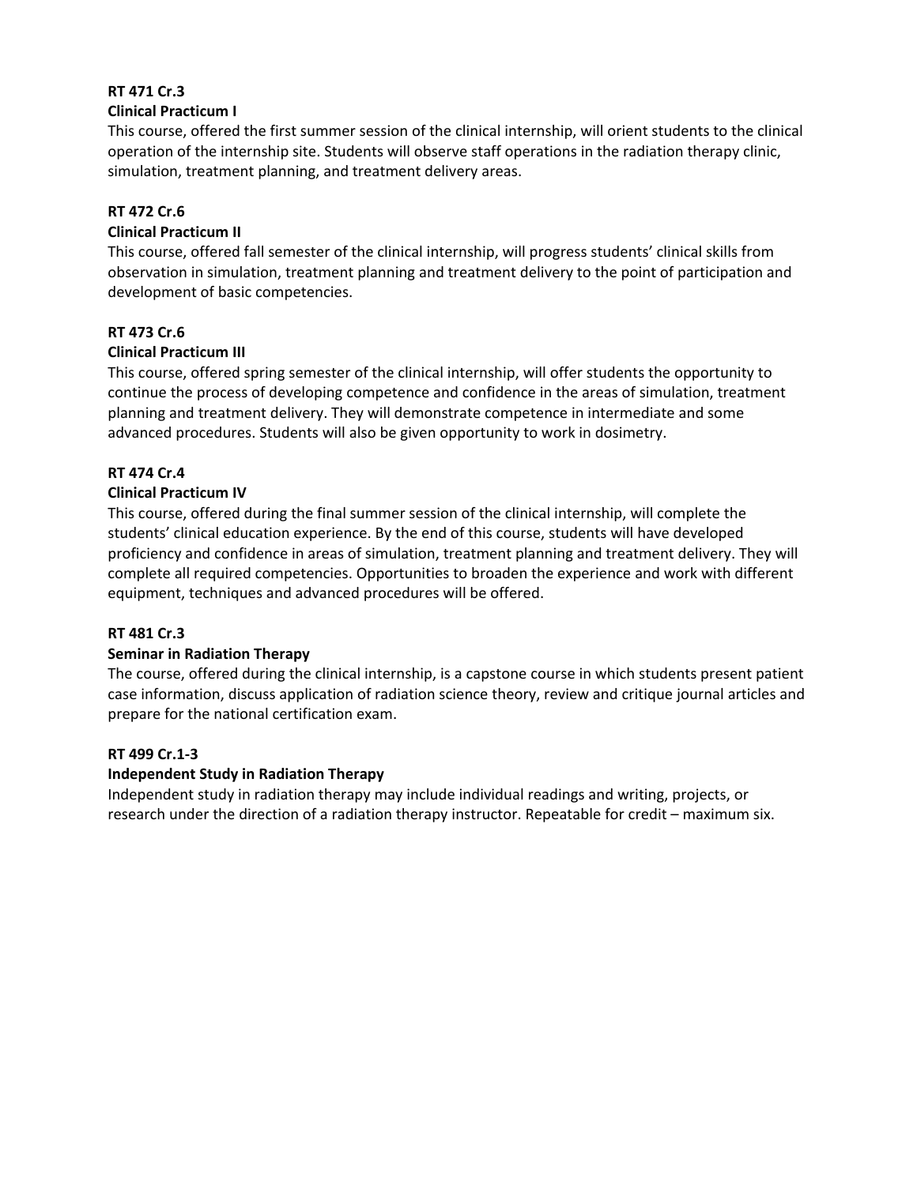**RT 471 Cr.3**
**Clinical Practicum I**
This course, offered the first summer session of the clinical internship, will orient students to the clinical operation of the internship site. Students will observe staff operations in the radiation therapy clinic, simulation, treatment planning, and treatment delivery areas.

**RT 472 Cr.6**
**Clinical Practicum II**
This course, offered fall semester of the clinical internship, will progress students' clinical skills from observation in simulation, treatment planning and treatment delivery to the point of participation and development of basic competencies.

**RT 473 Cr.6**
**Clinical Practicum III**
This course, offered spring semester of the clinical internship, will offer students the opportunity to continue the process of developing competence and confidence in the areas of simulation, treatment planning and treatment delivery. They will demonstrate competence in intermediate and some advanced procedures. Students will also be given opportunity to work in dosimetry.

**RT 474 Cr.4**
**Clinical Practicum IV**
This course, offered during the final summer session of the clinical internship, will complete the students' clinical education experience. By the end of this course, students will have developed proficiency and confidence in areas of simulation, treatment planning and treatment delivery. They will complete all required competencies. Opportunities to broaden the experience and work with different equipment, techniques and advanced procedures will be offered.

**RT 481 Cr.3**
**Seminar in Radiation Therapy**
The course, offered during the clinical internship, is a capstone course in which students present patient case information, discuss application of radiation science theory, review and critique journal articles and prepare for the national certification exam.

**RT 499 Cr.1-3**
**Independent Study in Radiation Therapy**
Independent study in radiation therapy may include individual readings and writing, projects, or research under the direction of a radiation therapy instructor. Repeatable for credit – maximum six.